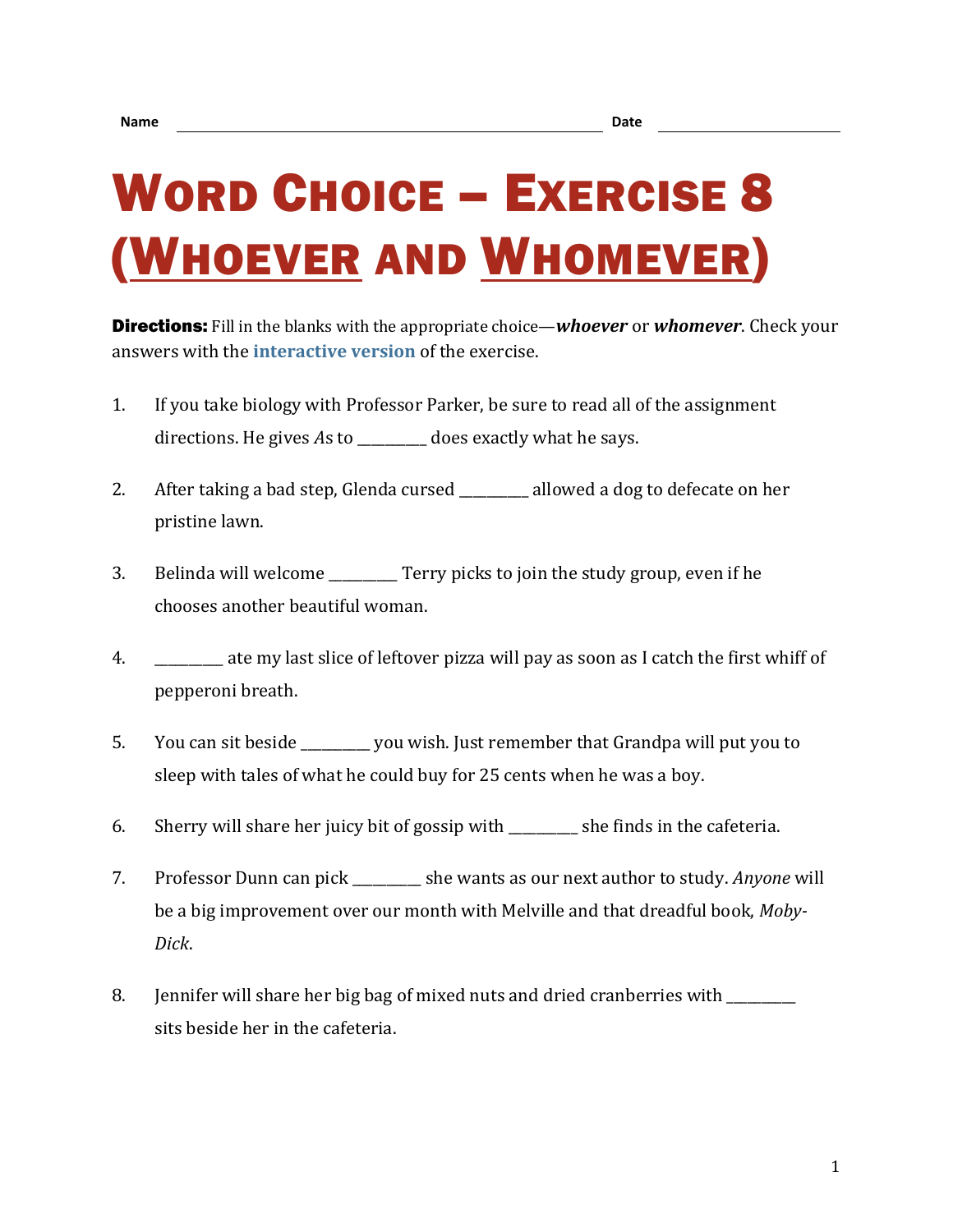Name ______________________________ Date ______________

# Word Choice – Exercise 8 (Whoever and Whomever)

**Directions:** Fill in the blanks with the appropriate choice—***whoever*** or ***whomever***. Check your answers with the interactive version of the exercise.

1. If you take biology with Professor Parker, be sure to read all of the assignment directions. He gives *A*s to _________ does exactly what he says.

2. After taking a bad step, Glenda cursed _________ allowed a dog to defecate on her pristine lawn.

3. Belinda will welcome _________ Terry picks to join the study group, even if he chooses another beautiful woman.

4. _________ ate my last slice of leftover pizza will pay as soon as I catch the first whiff of pepperoni breath.

5. You can sit beside _________ you wish. Just remember that Grandpa will put you to sleep with tales of what he could buy for 25 cents when he was a boy.

6. Sherry will share her juicy bit of gossip with _________ she finds in the cafeteria.

7. Professor Dunn can pick _________ she wants as our next author to study. *Anyone* will be a big improvement over our month with Melville and that dreadful book, *Moby-Dick*.

8. Jennifer will share her big bag of mixed nuts and dried cranberries with _________ sits beside her in the cafeteria.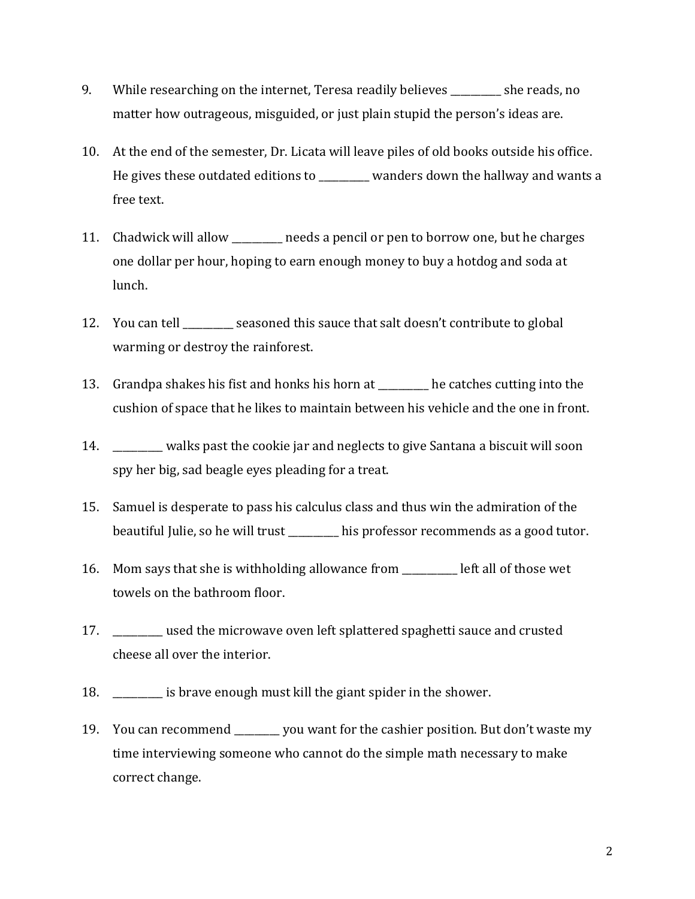9. While researching on the internet, Teresa readily believes __________ she reads, no matter how outrageous, misguided, or just plain stupid the person's ideas are.

10. At the end of the semester, Dr. Licata will leave piles of old books outside his office. He gives these outdated editions to __________ wanders down the hallway and wants a free text.

11. Chadwick will allow __________ needs a pencil or pen to borrow one, but he charges one dollar per hour, hoping to earn enough money to buy a hotdog and soda at lunch.

12. You can tell __________ seasoned this sauce that salt doesn't contribute to global warming or destroy the rainforest.

13. Grandpa shakes his fist and honks his horn at __________ he catches cutting into the cushion of space that he likes to maintain between his vehicle and the one in front.

14. __________ walks past the cookie jar and neglects to give Santana a biscuit will soon spy her big, sad beagle eyes pleading for a treat.

15. Samuel is desperate to pass his calculus class and thus win the admiration of the beautiful Julie, so he will trust __________ his professor recommends as a good tutor.

16. Mom says that she is withholding allowance from __________ left all of those wet towels on the bathroom floor.

17. __________ used the microwave oven left splattered spaghetti sauce and crusted cheese all over the interior.

18. __________ is brave enough must kill the giant spider in the shower.

19. You can recommend _________ you want for the cashier position. But don't waste my time interviewing someone who cannot do the simple math necessary to make correct change.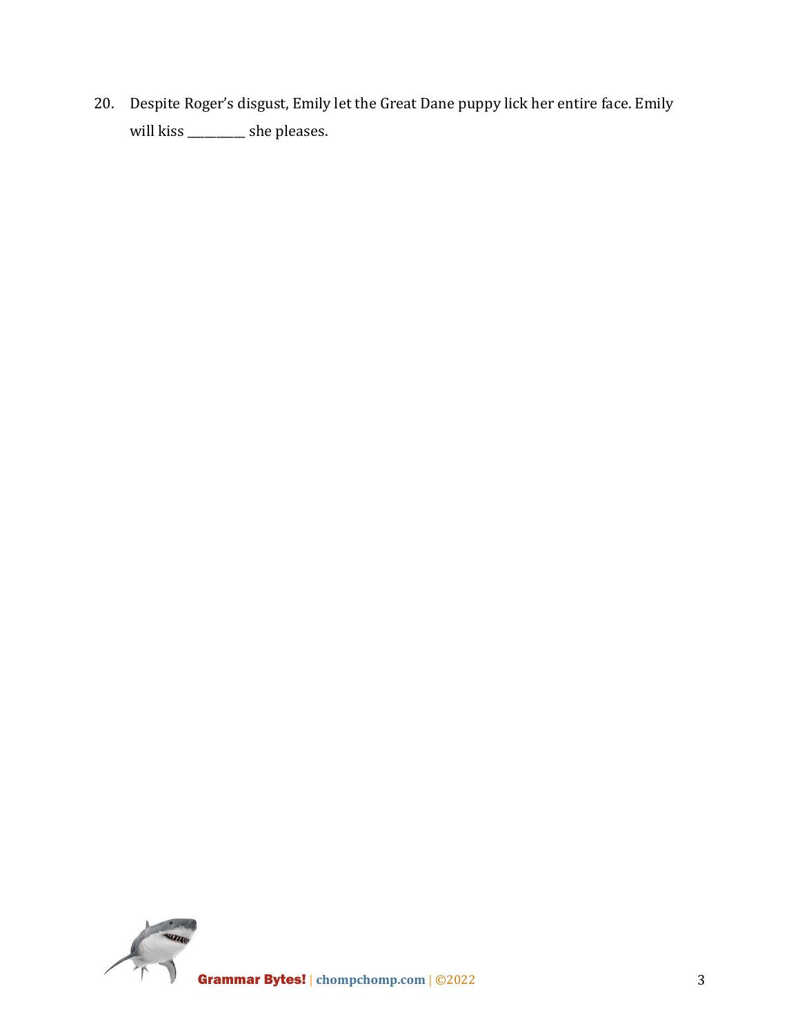20. Despite Roger's disgust, Emily let the Great Dane puppy lick her entire face. Emily will kiss __________ she pleases.